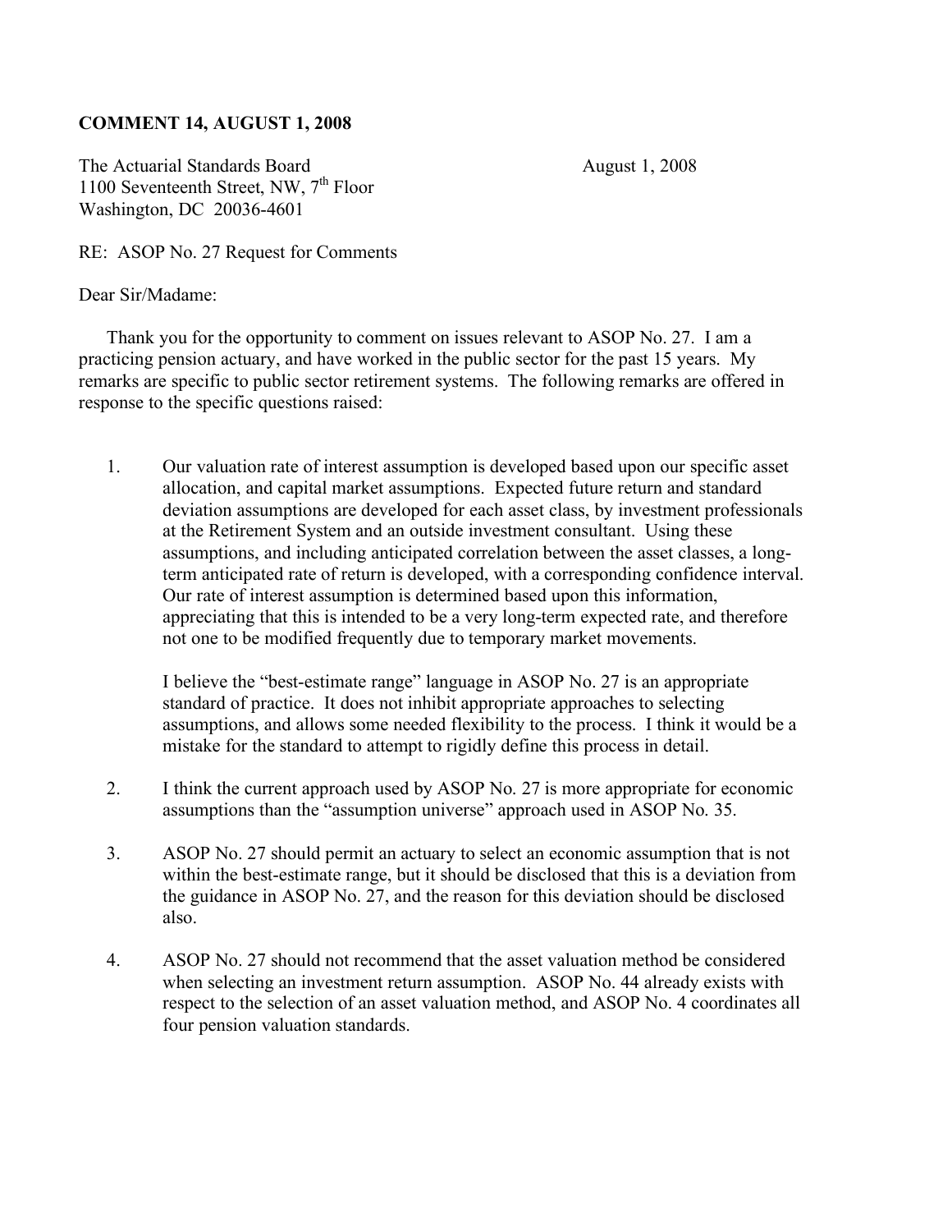**COMMENT 14, AUGUST 1, 2008**

The Actuarial Standards Board
1100 Seventeenth Street, NW, 7th Floor
Washington, DC 20036-4601

August 1, 2008

RE: ASOP No. 27 Request for Comments

Dear Sir/Madame:

Thank you for the opportunity to comment on issues relevant to ASOP No. 27. I am a practicing pension actuary, and have worked in the public sector for the past 15 years. My remarks are specific to public sector retirement systems. The following remarks are offered in response to the specific questions raised:

1. Our valuation rate of interest assumption is developed based upon our specific asset allocation, and capital market assumptions. Expected future return and standard deviation assumptions are developed for each asset class, by investment professionals at the Retirement System and an outside investment consultant. Using these assumptions, and including anticipated correlation between the asset classes, a long-term anticipated rate of return is developed, with a corresponding confidence interval. Our rate of interest assumption is determined based upon this information, appreciating that this is intended to be a very long-term expected rate, and therefore not one to be modified frequently due to temporary market movements.

   I believe the "best-estimate range" language in ASOP No. 27 is an appropriate standard of practice. It does not inhibit appropriate approaches to selecting assumptions, and allows some needed flexibility to the process. I think it would be a mistake for the standard to attempt to rigidly define this process in detail.

2. I think the current approach used by ASOP No. 27 is more appropriate for economic assumptions than the "assumption universe" approach used in ASOP No. 35.

3. ASOP No. 27 should permit an actuary to select an economic assumption that is not within the best-estimate range, but it should be disclosed that this is a deviation from the guidance in ASOP No. 27, and the reason for this deviation should be disclosed also.

4. ASOP No. 27 should not recommend that the asset valuation method be considered when selecting an investment return assumption. ASOP No. 44 already exists with respect to the selection of an asset valuation method, and ASOP No. 4 coordinates all four pension valuation standards.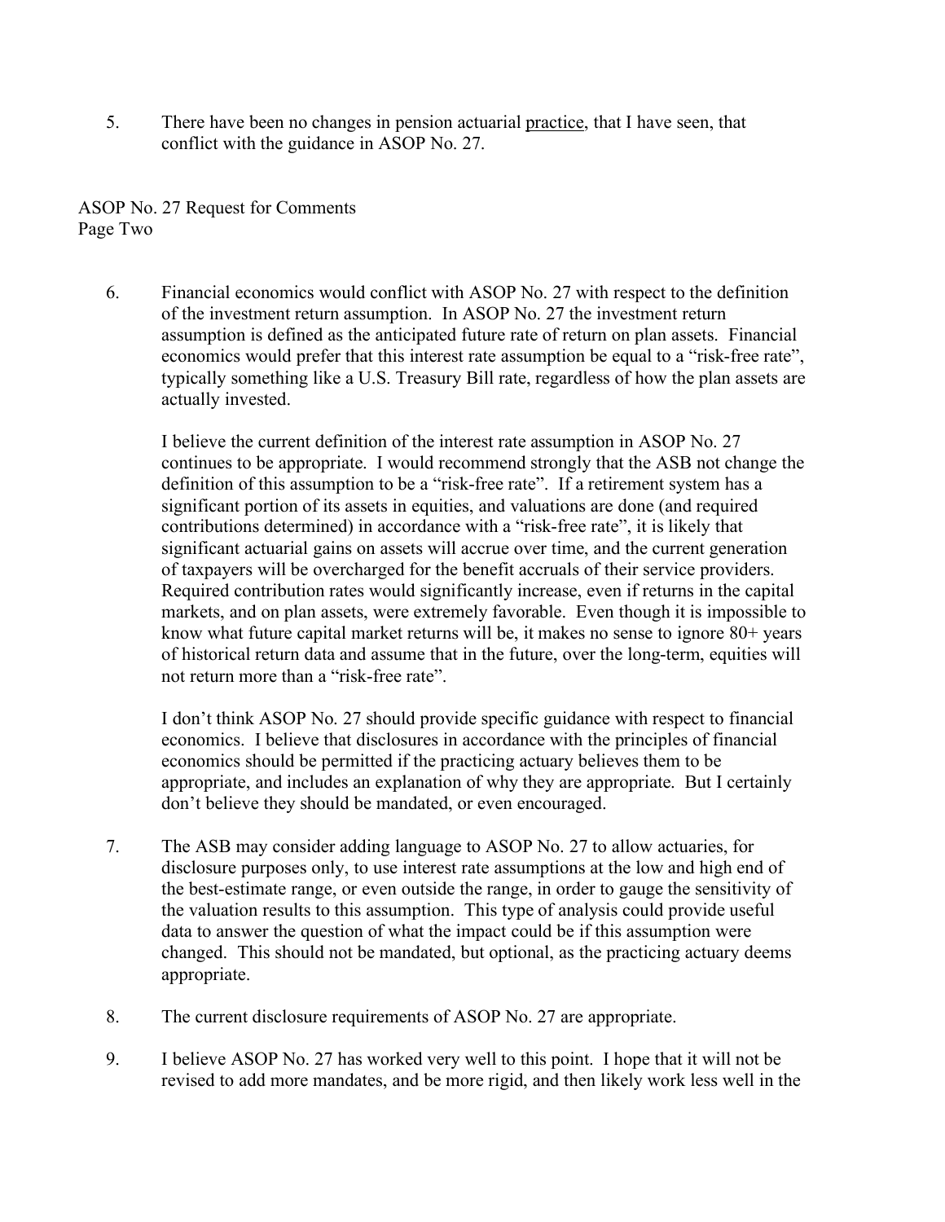5. There have been no changes in pension actuarial practice, that I have seen, that conflict with the guidance in ASOP No. 27.

6. Financial economics would conflict with ASOP No. 27 with respect to the definition of the investment return assumption. In ASOP No. 27 the investment return assumption is defined as the anticipated future rate of return on plan assets. Financial economics would prefer that this interest rate assumption be equal to a "risk-free rate", typically something like a U.S. Treasury Bill rate, regardless of how the plan assets are actually invested.

   I believe the current definition of the interest rate assumption in ASOP No. 27 continues to be appropriate. I would recommend strongly that the ASB not change the definition of this assumption to be a "risk-free rate". If a retirement system has a significant portion of its assets in equities, and valuations are done (and required contributions determined) in accordance with a "risk-free rate", it is likely that significant actuarial gains on assets will accrue over time, and the current generation of taxpayers will be overcharged for the benefit accruals of their service providers. Required contribution rates would significantly increase, even if returns in the capital markets, and on plan assets, were extremely favorable. Even though it is impossible to know what future capital market returns will be, it makes no sense to ignore 80+ years of historical return data and assume that in the future, over the long-term, equities will not return more than a "risk-free rate".

   I don't think ASOP No. 27 should provide specific guidance with respect to financial economics. I believe that disclosures in accordance with the principles of financial economics should be permitted if the practicing actuary believes them to be appropriate, and includes an explanation of why they are appropriate. But I certainly don't believe they should be mandated, or even encouraged.

7. The ASB may consider adding language to ASOP No. 27 to allow actuaries, for disclosure purposes only, to use interest rate assumptions at the low and high end of the best-estimate range, or even outside the range, in order to gauge the sensitivity of the valuation results to this assumption. This type of analysis could provide useful data to answer the question of what the impact could be if this assumption were changed. This should not be mandated, but optional, as the practicing actuary deems appropriate.

8. The current disclosure requirements of ASOP No. 27 are appropriate.

9. I believe ASOP No. 27 has worked very well to this point. I hope that it will not be revised to add more mandates, and be more rigid, and then likely work less well in the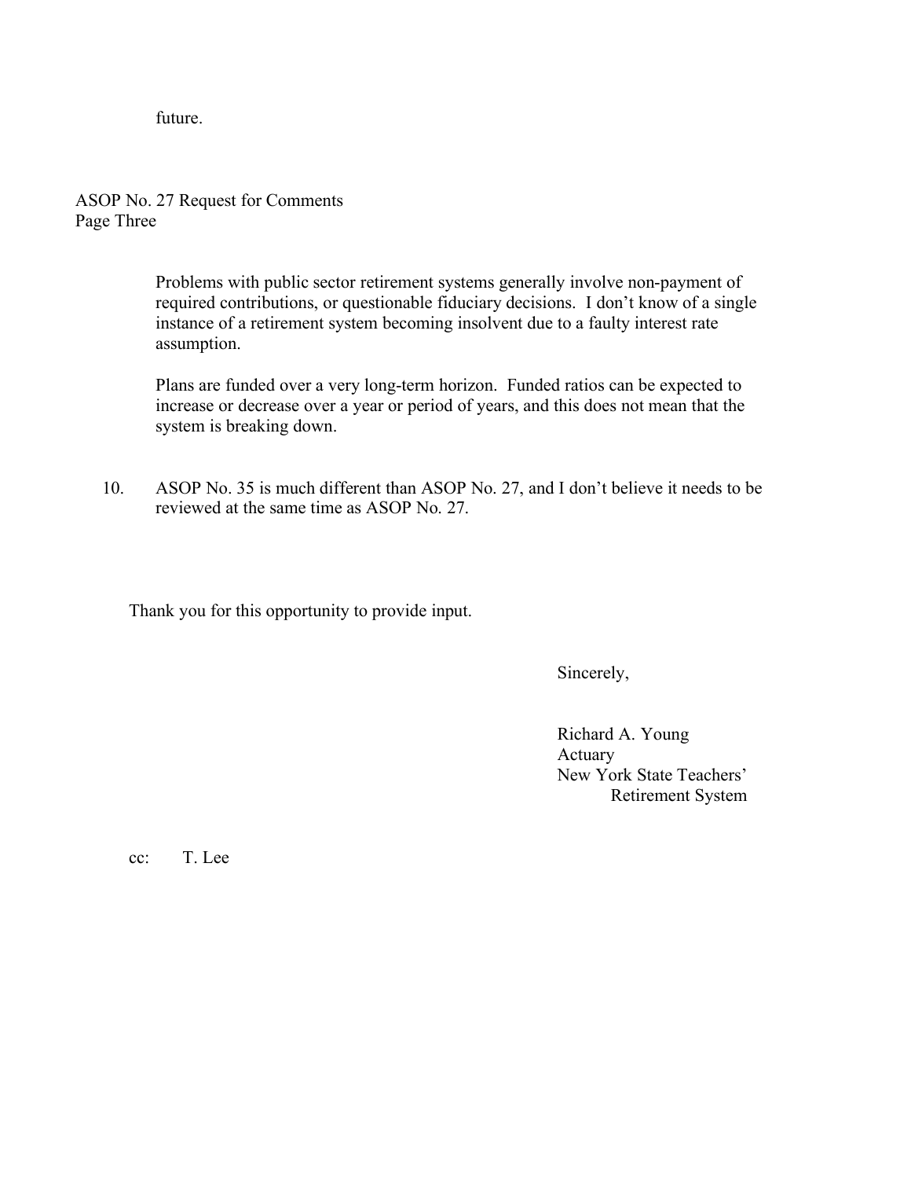future.

Problems with public sector retirement systems generally involve non-payment of required contributions, or questionable fiduciary decisions. I don't know of a single instance of a retirement system becoming insolvent due to a faulty interest rate assumption.

Plans are funded over a very long-term horizon. Funded ratios can be expected to increase or decrease over a year or period of years, and this does not mean that the system is breaking down.

10. ASOP No. 35 is much different than ASOP No. 27, and I don't believe it needs to be reviewed at the same time as ASOP No. 27.

Thank you for this opportunity to provide input.

Sincerely,

Richard A. Young
Actuary
New York State Teachers' Retirement System

cc: T. Lee